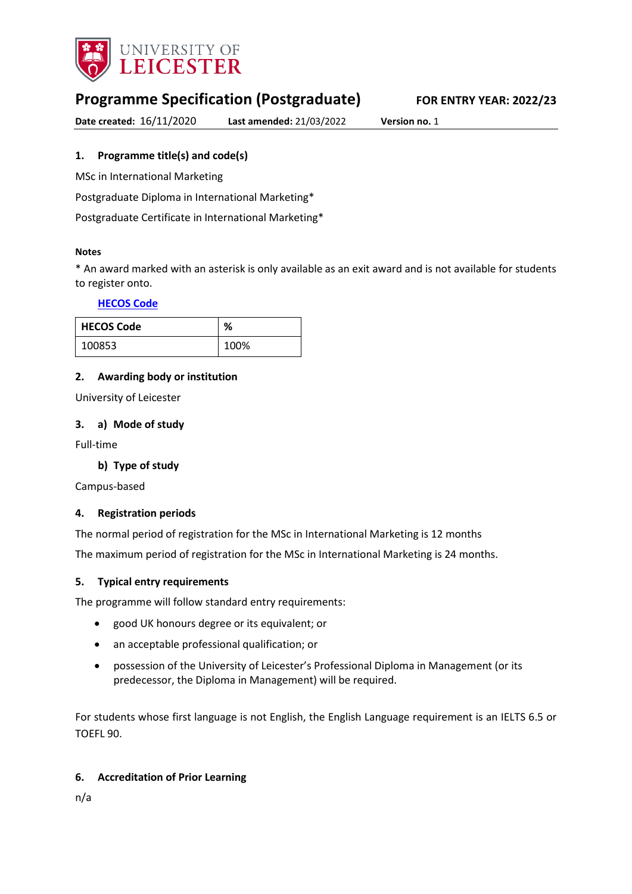# Programme Specification (Postgraduate)

**FOR ENTRY YEAR: 2022/23**

**Date created:** 16/11/2020 **Last amended:** 21/03/2022 **Version no.** 1

## 1. Programme title(s) and code(s)

MSc in International Marketing

Postgraduate Diploma in International Marketing*

Postgraduate Certificate in International Marketing*

**Notes**

* An award marked with an asterisk is only available as an exit award and is not available for students to register onto.

**HECOS Code**

| HECOS Code | % |
|---|---|
| 100853 | 100% |

## 2. Awarding body or institution

University of Leicester

## 3. a) Mode of study

Full-time

### b) Type of study

Campus-based

## 4. Registration periods

The normal period of registration for the MSc in International Marketing is 12 months

The maximum period of registration for the MSc in International Marketing is 24 months.

## 5. Typical entry requirements

The programme will follow standard entry requirements:

- good UK honours degree or its equivalent; or
- an acceptable professional qualification; or
- possession of the University of Leicester's Professional Diploma in Management (or its predecessor, the Diploma in Management) will be required.

For students whose first language is not English, the English Language requirement is an IELTS 6.5 or TOEFL 90.

## 6. Accreditation of Prior Learning

n/a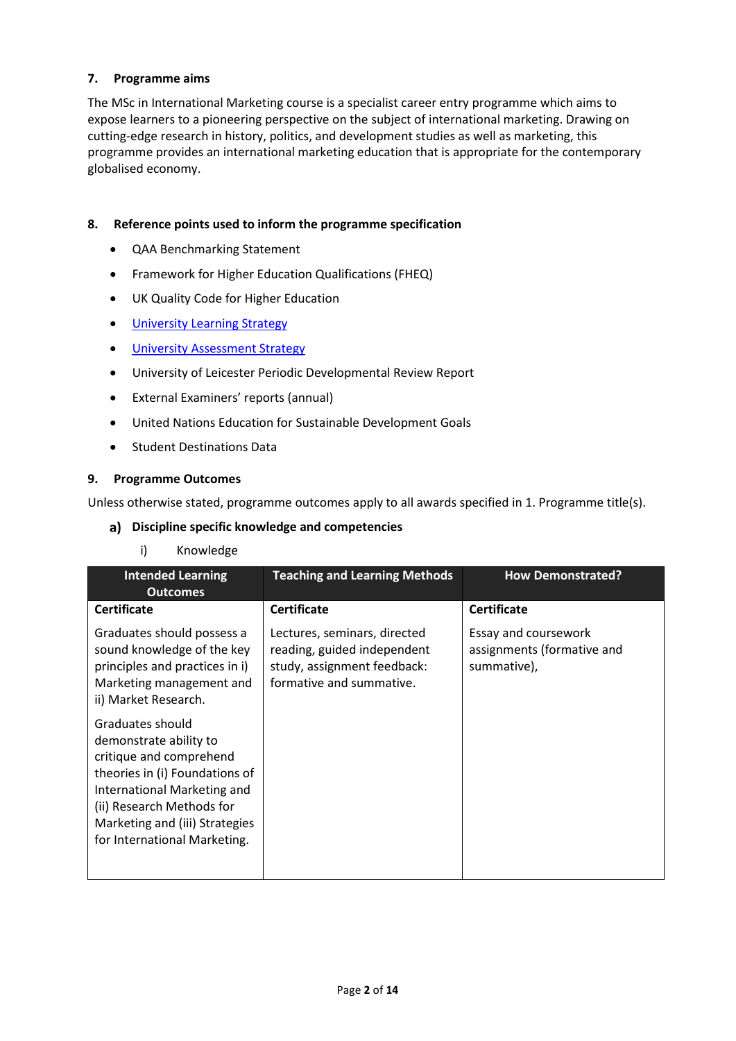## 7. Programme aims

The MSc in International Marketing course is a specialist career entry programme which aims to expose learners to a pioneering perspective on the subject of international marketing. Drawing on cutting-edge research in history, politics, and development studies as well as marketing, this programme provides an international marketing education that is appropriate for the contemporary globalised economy.

## 8. Reference points used to inform the programme specification

- QAA Benchmarking Statement
- Framework for Higher Education Qualifications (FHEQ)
- UK Quality Code for Higher Education
- University Learning Strategy
- University Assessment Strategy
- University of Leicester Periodic Developmental Review Report
- External Examiners' reports (annual)
- United Nations Education for Sustainable Development Goals
- Student Destinations Data

## 9. Programme Outcomes

Unless otherwise stated, programme outcomes apply to all awards specified in 1. Programme title(s).

### a) Discipline specific knowledge and competencies

i) Knowledge

| Intended Learning Outcomes | Teaching and Learning Methods | How Demonstrated? |
|---|---|---|
| **Certificate** | **Certificate** | **Certificate** |
| Graduates should possess a sound knowledge of the key principles and practices in i) Marketing management and ii) Market Research.<br><br>Graduates should demonstrate ability to critique and comprehend theories in (i) Foundations of International Marketing and (ii) Research Methods for Marketing and (iii) Strategies for International Marketing. | Lectures, seminars, directed reading, guided independent study, assignment feedback: formative and summative. | Essay and coursework assignments (formative and summative), |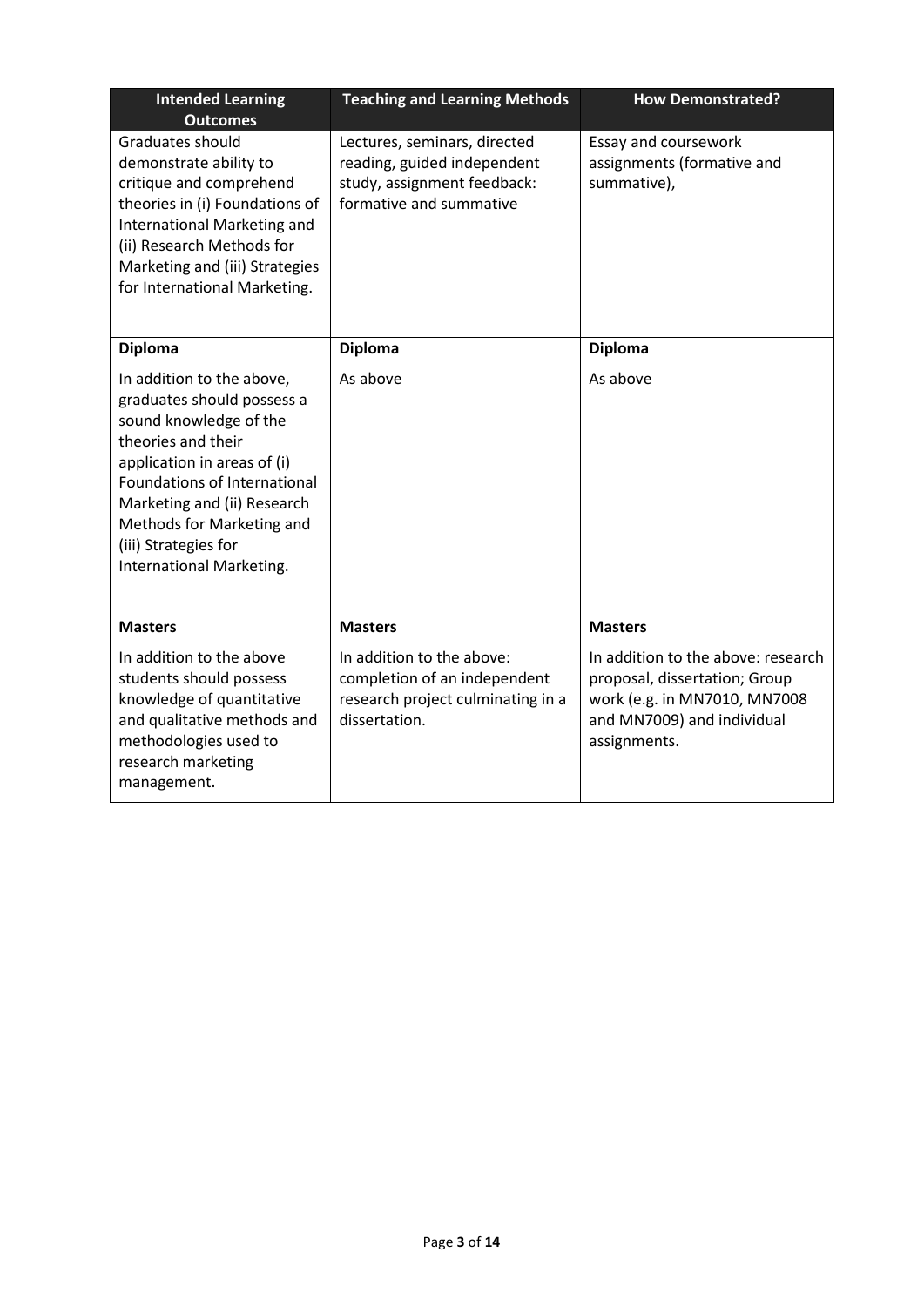| Intended Learning Outcomes | Teaching and Learning Methods | How Demonstrated? |
| --- | --- | --- |
| Graduates should demonstrate ability to critique and comprehend theories in (i) Foundations of International Marketing and (ii) Research Methods for Marketing and (iii) Strategies for International Marketing. | Lectures, seminars, directed reading, guided independent study, assignment feedback: formative and summative | Essay and coursework assignments (formative and summative), |
| **Diploma**<br><br>In addition to the above, graduates should possess a sound knowledge of the theories and their application in areas of (i) Foundations of International Marketing and (ii) Research Methods for Marketing and (iii) Strategies for International Marketing. | **Diploma**<br><br>As above | **Diploma**<br><br>As above |
| **Masters**<br><br>In addition to the above students should possess knowledge of quantitative and qualitative methods and methodologies used to research marketing management. | **Masters**<br><br>In addition to the above: completion of an independent research project culminating in a dissertation. | **Masters**<br><br>In addition to the above: research proposal, dissertation; Group work (e.g. in MN7010, MN7008 and MN7009) and individual assignments. |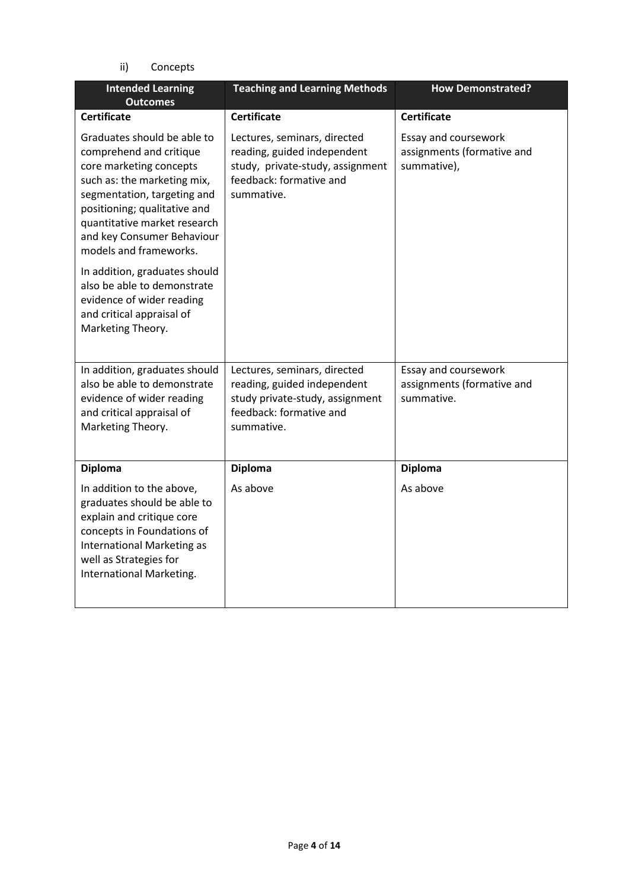ii) Concepts

| Intended Learning Outcomes | Teaching and Learning Methods | How Demonstrated? |
|---|---|---|
| **Certificate** | **Certificate** | **Certificate** |
| Graduates should be able to comprehend and critique core marketing concepts such as: the marketing mix, segmentation, targeting and positioning; qualitative and quantitative market research and key Consumer Behaviour models and frameworks.<br><br>In addition, graduates should also be able to demonstrate evidence of wider reading and critical appraisal of Marketing Theory. | Lectures, seminars, directed reading, guided independent study, private-study, assignment feedback: formative and summative. | Essay and coursework assignments (formative and summative), |
| In addition, graduates should also be able to demonstrate evidence of wider reading and critical appraisal of Marketing Theory. | Lectures, seminars, directed reading, guided independent study private-study, assignment feedback: formative and summative. | Essay and coursework assignments (formative and summative. |
| **Diploma** | **Diploma** | **Diploma** |
| In addition to the above, graduates should be able to explain and critique core concepts in Foundations of International Marketing as well as Strategies for International Marketing. | As above | As above |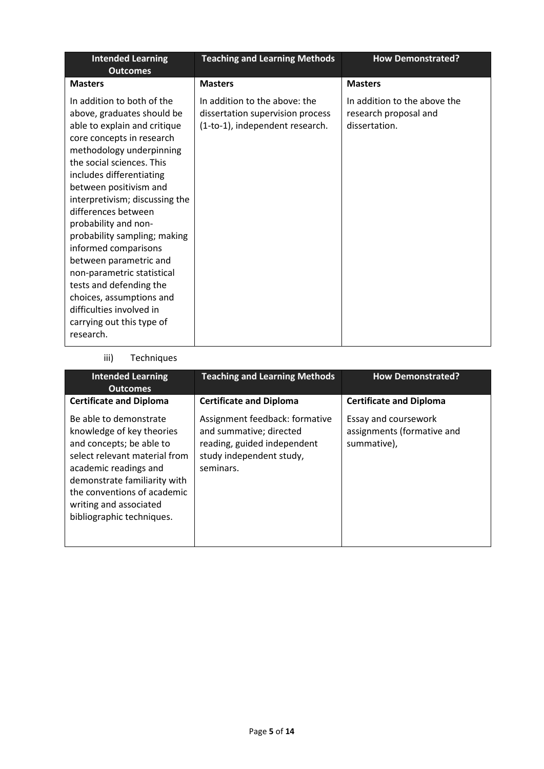| Intended Learning Outcomes | Teaching and Learning Methods | How Demonstrated? |
|---|---|---|
| **Masters** | **Masters** | **Masters** |
| In addition to both of the above, graduates should be able to explain and critique core concepts in research methodology underpinning the social sciences. This includes differentiating between positivism and interpretivism; discussing the differences between probability and non-probability sampling; making informed comparisons between parametric and non-parametric statistical tests and defending the choices, assumptions and difficulties involved in carrying out this type of research. | In addition to the above: the dissertation supervision process (1-to-1), independent research. | In addition to the above the research proposal and dissertation. |

iii) Techniques

| Intended Learning Outcomes | Teaching and Learning Methods | How Demonstrated? |
|---|---|---|
| **Certificate and Diploma** | **Certificate and Diploma** | **Certificate and Diploma** |
| Be able to demonstrate knowledge of key theories and concepts; be able to select relevant material from academic readings and demonstrate familiarity with the conventions of academic writing and associated bibliographic techniques. | Assignment feedback: formative and summative; directed reading, guided independent study independent study, seminars. | Essay and coursework assignments (formative and summative), |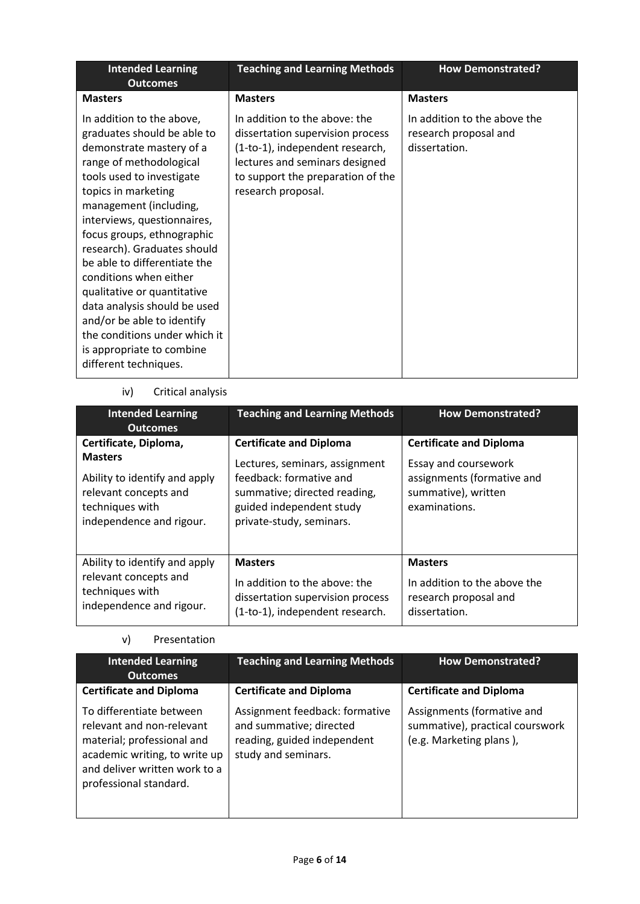| Intended Learning Outcomes | Teaching and Learning Methods | How Demonstrated? |
|---|---|---|
| **Masters**<br><br>In addition to the above, graduates should be able to demonstrate mastery of a range of methodological tools used to investigate topics in marketing management (including, interviews, questionnaires, focus groups, ethnographic research). Graduates should be able to differentiate the conditions when either qualitative or quantitative data analysis should be used and/or be able to identify the conditions under which it is appropriate to combine different techniques. | **Masters**<br><br>In addition to the above: the dissertation supervision process (1-to-1), independent research, lectures and seminars designed to support the preparation of the research proposal. | **Masters**<br><br>In addition to the above the research proposal and dissertation. |

iv) Critical analysis

| Intended Learning Outcomes | Teaching and Learning Methods | How Demonstrated? |
|---|---|---|
| **Certificate, Diploma, Masters**<br><br>Ability to identify and apply relevant concepts and techniques with independence and rigour. | **Certificate and Diploma**<br><br>Lectures, seminars, assignment feedback: formative and summative; directed reading, guided independent study private-study, seminars. | **Certificate and Diploma**<br><br>Essay and coursework assignments (formative and summative), written examinations. |
| Ability to identify and apply relevant concepts and techniques with independence and rigour. | **Masters**<br><br>In addition to the above: the dissertation supervision process (1-to-1), independent research. | **Masters**<br><br>In addition to the above the research proposal and dissertation. |

v) Presentation

| Intended Learning Outcomes | Teaching and Learning Methods | How Demonstrated? |
|---|---|---|
| **Certificate and Diploma**<br><br>To differentiate between relevant and non-relevant material; professional and academic writing, to write up and deliver written work to a professional standard. | **Certificate and Diploma**<br><br>Assignment feedback: formative and summative; directed reading, guided independent study and seminars. | **Certificate and Diploma**<br><br>Assignments (formative and summative), practical courswork (e.g. Marketing plans ), |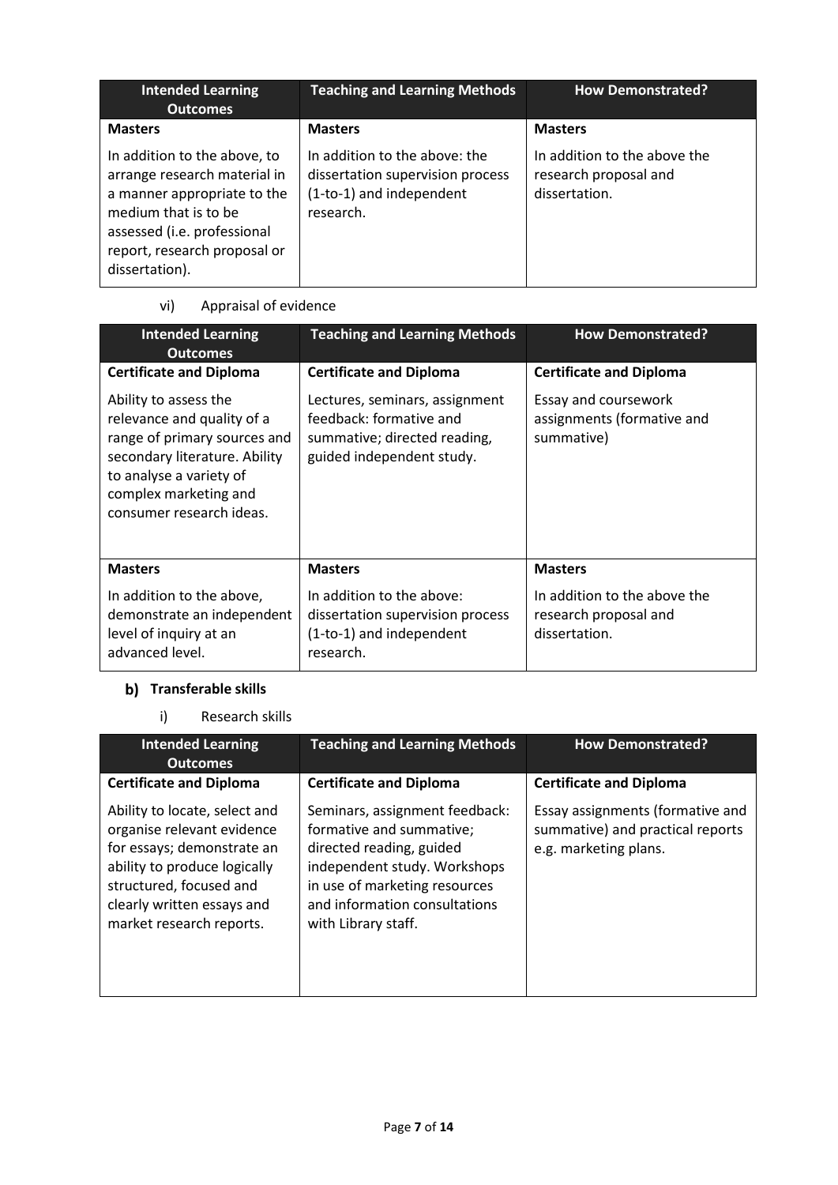| Intended Learning Outcomes | Teaching and Learning Methods | How Demonstrated? |
|---|---|---|
| **Masters** | **Masters** | **Masters** |
| In addition to the above, to arrange research material in a manner appropriate to the medium that is to be assessed (i.e. professional report, research proposal or dissertation). | In addition to the above: the dissertation supervision process (1-to-1) and independent research. | In addition to the above the research proposal and dissertation. |

vi) Appraisal of evidence

| Intended Learning Outcomes | Teaching and Learning Methods | How Demonstrated? |
|---|---|---|
| **Certificate and Diploma** | **Certificate and Diploma** | **Certificate and Diploma** |
| Ability to assess the relevance and quality of a range of primary sources and secondary literature. Ability to analyse a variety of complex marketing and consumer research ideas. | Lectures, seminars, assignment feedback: formative and summative; directed reading, guided independent study. | Essay and coursework assignments (formative and summative) |
| **Masters** | **Masters** | **Masters** |
| In addition to the above, demonstrate an independent level of inquiry at an advanced level. | In addition to the above: dissertation supervision process (1-to-1) and independent research. | In addition to the above the research proposal and dissertation. |

## b) Transferable skills

i) Research skills

| Intended Learning Outcomes | Teaching and Learning Methods | How Demonstrated? |
|---|---|---|
| **Certificate and Diploma** | **Certificate and Diploma** | **Certificate and Diploma** |
| Ability to locate, select and organise relevant evidence for essays; demonstrate an ability to produce logically structured, focused and clearly written essays and market research reports. | Seminars, assignment feedback: formative and summative; directed reading, guided independent study. Workshops in use of marketing resources and information consultations with Library staff. | Essay assignments (formative and summative) and practical reports e.g. marketing plans. |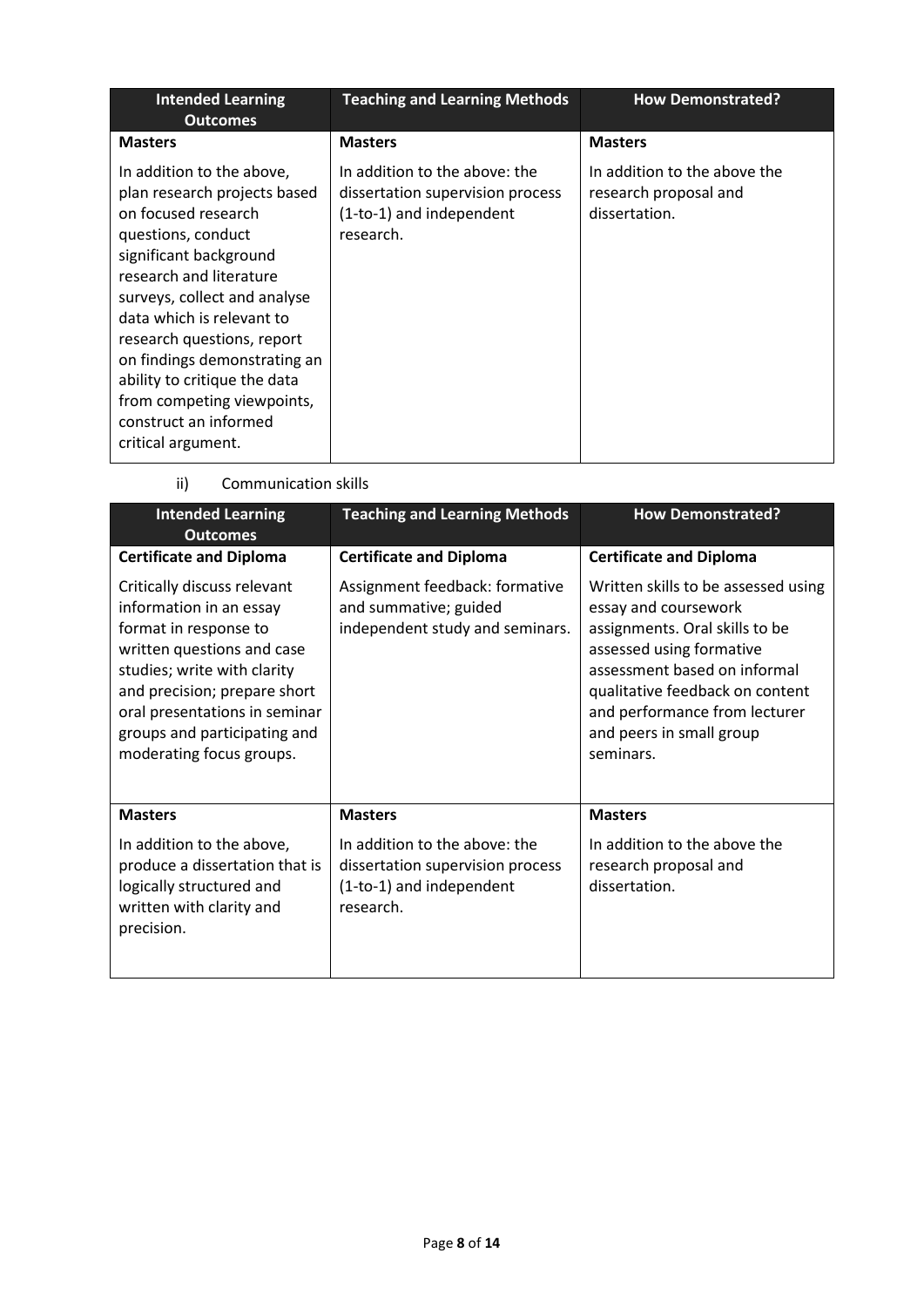| Intended Learning Outcomes | Teaching and Learning Methods | How Demonstrated? |
| --- | --- | --- |
| **Masters** | **Masters** | **Masters** |
| In addition to the above, plan research projects based on focused research questions, conduct significant background research and literature surveys, collect and analyse data which is relevant to research questions, report on findings demonstrating an ability to critique the data from competing viewpoints, construct an informed critical argument. | In addition to the above: the dissertation supervision process (1-to-1) and independent research. | In addition to the above the research proposal and dissertation. |

ii) Communication skills

| Intended Learning Outcomes | Teaching and Learning Methods | How Demonstrated? |
| --- | --- | --- |
| **Certificate and Diploma** | **Certificate and Diploma** | **Certificate and Diploma** |
| Critically discuss relevant information in an essay format in response to written questions and case studies; write with clarity and precision; prepare short oral presentations in seminar groups and participating and moderating focus groups. | Assignment feedback: formative and summative; guided independent study and seminars. | Written skills to be assessed using essay and coursework assignments. Oral skills to be assessed using formative assessment based on informal qualitative feedback on content and performance from lecturer and peers in small group seminars. |
| **Masters** | **Masters** | **Masters** |
| In addition to the above, produce a dissertation that is logically structured and written with clarity and precision. | In addition to the above: the dissertation supervision process (1-to-1) and independent research. | In addition to the above the research proposal and dissertation. |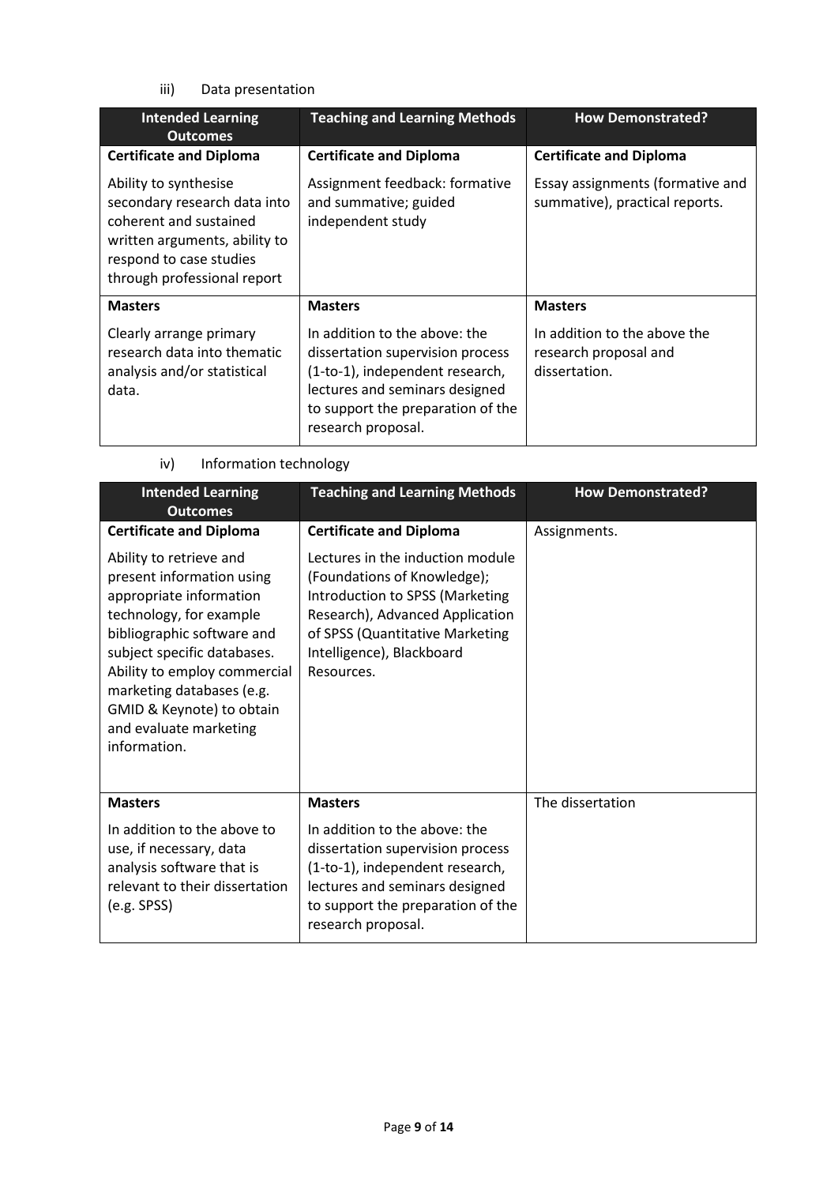iii) Data presentation

| Intended Learning Outcomes | Teaching and Learning Methods | How Demonstrated? |
|---|---|---|
| **Certificate and Diploma** | **Certificate and Diploma** | **Certificate and Diploma** |
| Ability to synthesise secondary research data into coherent and sustained written arguments, ability to respond to case studies through professional report | Assignment feedback: formative and summative; guided independent study | Essay assignments (formative and summative), practical reports. |
| **Masters** | **Masters** | **Masters** |
| Clearly arrange primary research data into thematic analysis and/or statistical data. | In addition to the above: the dissertation supervision process (1-to-1), independent research, lectures and seminars designed to support the preparation of the research proposal. | In addition to the above the research proposal and dissertation. |

iv) Information technology

| Intended Learning Outcomes | Teaching and Learning Methods | How Demonstrated? |
|---|---|---|
| **Certificate and Diploma** | **Certificate and Diploma** | Assignments. |
| Ability to retrieve and present information using appropriate information technology, for example bibliographic software and subject specific databases. Ability to employ commercial marketing databases (e.g. GMID & Keynote) to obtain and evaluate marketing information. | Lectures in the induction module (Foundations of Knowledge); Introduction to SPSS (Marketing Research), Advanced Application of SPSS (Quantitative Marketing Intelligence), Blackboard Resources. | |
| **Masters** | **Masters** | The dissertation |
| In addition to the above to use, if necessary, data analysis software that is relevant to their dissertation (e.g. SPSS) | In addition to the above: the dissertation supervision process (1-to-1), independent research, lectures and seminars designed to support the preparation of the research proposal. | |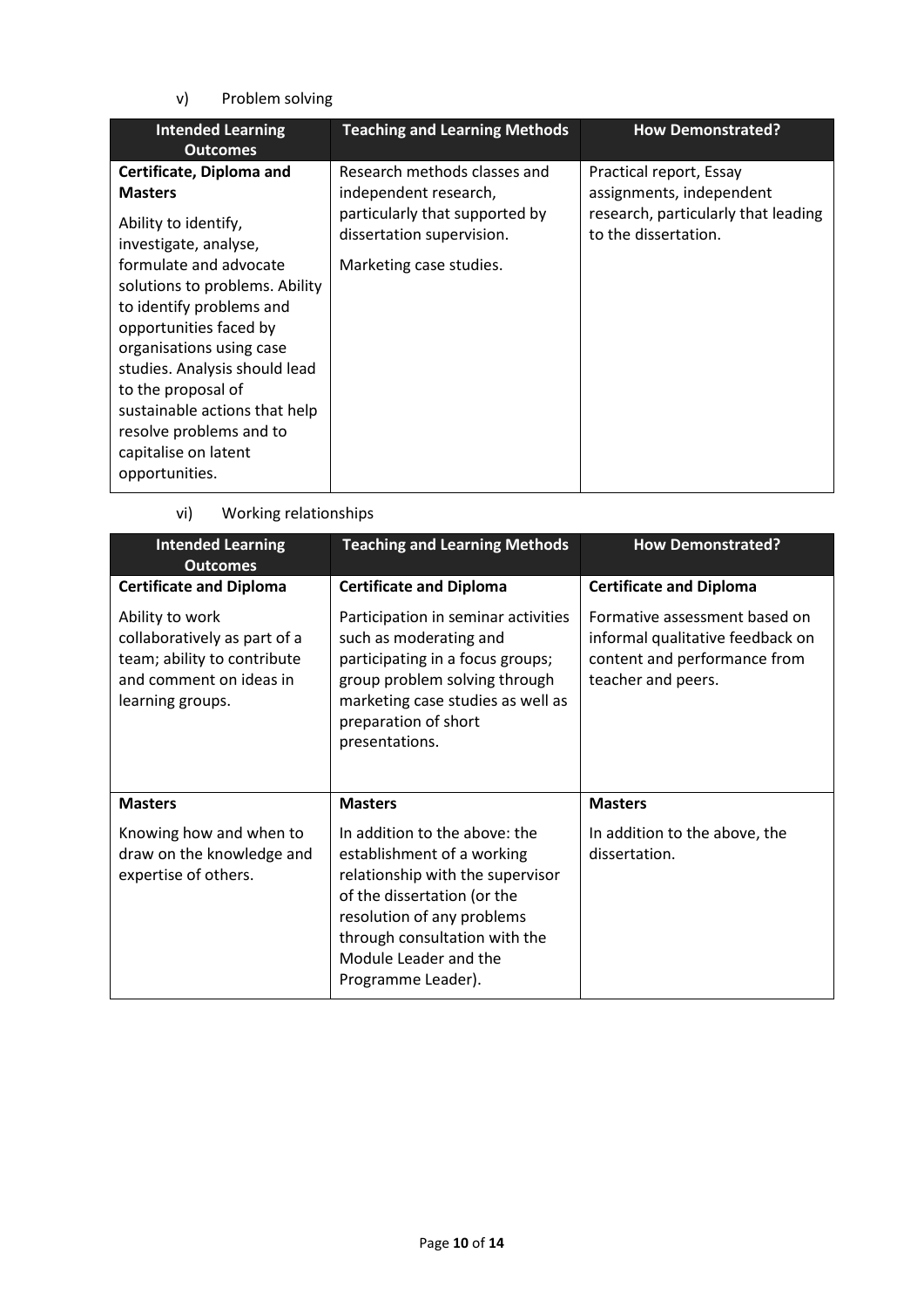v) Problem solving

| Intended Learning Outcomes | Teaching and Learning Methods | How Demonstrated? |
|---|---|---|
| **Certificate, Diploma and Masters**<br><br>Ability to identify, investigate, analyse, formulate and advocate solutions to problems. Ability to identify problems and opportunities faced by organisations using case studies. Analysis should lead to the proposal of sustainable actions that help resolve problems and to capitalise on latent opportunities. | Research methods classes and independent research, particularly that supported by dissertation supervision.<br><br>Marketing case studies. | Practical report, Essay assignments, independent research, particularly that leading to the dissertation. |

vi) Working relationships

| Intended Learning Outcomes | Teaching and Learning Methods | How Demonstrated? |
|---|---|---|
| **Certificate and Diploma**<br><br>Ability to work collaboratively as part of a team; ability to contribute and comment on ideas in learning groups. | **Certificate and Diploma**<br><br>Participation in seminar activities such as moderating and participating in a focus groups; group problem solving through marketing case studies as well as preparation of short presentations. | **Certificate and Diploma**<br><br>Formative assessment based on informal qualitative feedback on content and performance from teacher and peers. |
| **Masters**<br><br>Knowing how and when to draw on the knowledge and expertise of others. | **Masters**<br><br>In addition to the above: the establishment of a working relationship with the supervisor of the dissertation (or the resolution of any problems through consultation with the Module Leader and the Programme Leader). | **Masters**<br><br>In addition to the above, the dissertation. |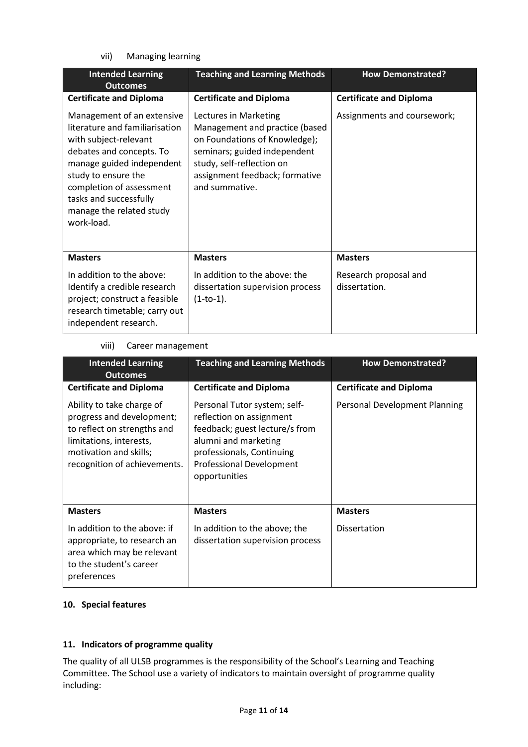vii) Managing learning

| Intended Learning Outcomes | Teaching and Learning Methods | How Demonstrated? |
|---|---|---|
| **Certificate and Diploma** | **Certificate and Diploma** | **Certificate and Diploma** |
| Management of an extensive literature and familiarisation with subject-relevant debates and concepts. To manage guided independent study to ensure the completion of assessment tasks and successfully manage the related study work-load. | Lectures in Marketing Management and practice (based on Foundations of Knowledge); seminars; guided independent study, self-reflection on assignment feedback; formative and summative. | Assignments and coursework; |
| **Masters** | **Masters** | **Masters** |
| In addition to the above: Identify a credible research project; construct a feasible research timetable; carry out independent research. | In addition to the above: the dissertation supervision process (1-to-1). | Research proposal and dissertation. |

viii) Career management

| Intended Learning Outcomes | Teaching and Learning Methods | How Demonstrated? |
|---|---|---|
| **Certificate and Diploma** | **Certificate and Diploma** | **Certificate and Diploma** |
| Ability to take charge of progress and development; to reflect on strengths and limitations, interests, motivation and skills; recognition of achievements. | Personal Tutor system; self-reflection on assignment feedback; guest lecture/s from alumni and marketing professionals, Continuing Professional Development opportunities | Personal Development Planning |
| **Masters** | **Masters** | **Masters** |
| In addition to the above: if appropriate, to research an area which may be relevant to the student's career preferences | In addition to the above; the dissertation supervision process | Dissertation |

## 10. Special features

## 11. Indicators of programme quality

The quality of all ULSB programmes is the responsibility of the School's Learning and Teaching Committee. The School use a variety of indicators to maintain oversight of programme quality including: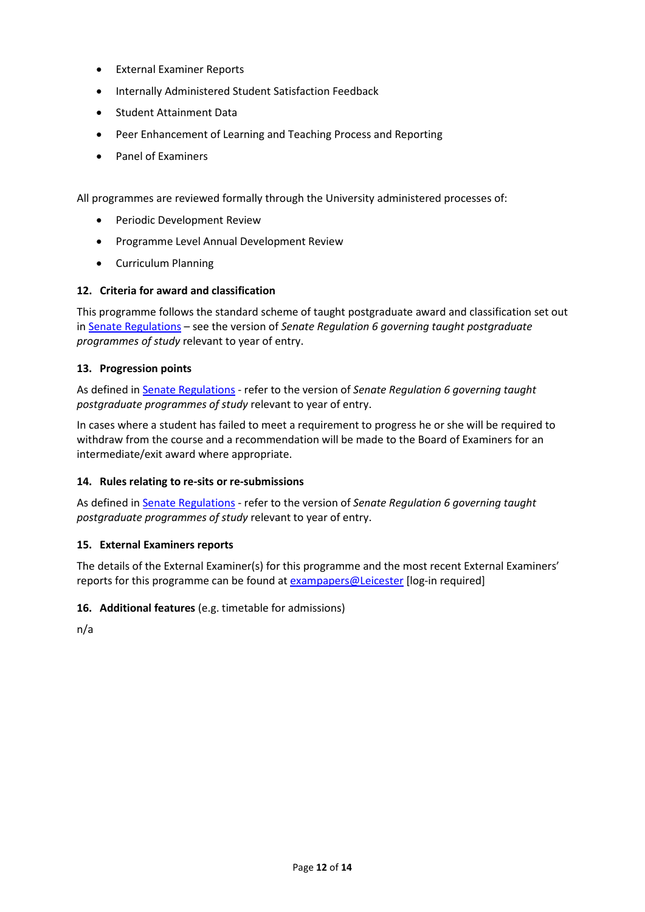- External Examiner Reports
- Internally Administered Student Satisfaction Feedback
- Student Attainment Data
- Peer Enhancement of Learning and Teaching Process and Reporting
- Panel of Examiners

All programmes are reviewed formally through the University administered processes of:

- Periodic Development Review
- Programme Level Annual Development Review
- Curriculum Planning

### 12. Criteria for award and classification

This programme follows the standard scheme of taught postgraduate award and classification set out in Senate Regulations – see the version of *Senate Regulation 6 governing taught postgraduate programmes of study* relevant to year of entry.

### 13. Progression points

As defined in Senate Regulations - refer to the version of *Senate Regulation 6 governing taught postgraduate programmes of study* relevant to year of entry.

In cases where a student has failed to meet a requirement to progress he or she will be required to withdraw from the course and a recommendation will be made to the Board of Examiners for an intermediate/exit award where appropriate.

### 14. Rules relating to re-sits or re-submissions

As defined in Senate Regulations - refer to the version of *Senate Regulation 6 governing taught postgraduate programmes of study* relevant to year of entry.

### 15. External Examiners reports

The details of the External Examiner(s) for this programme and the most recent External Examiners' reports for this programme can be found at exampapers@Leicester [log-in required]

### 16. Additional features (e.g. timetable for admissions)

n/a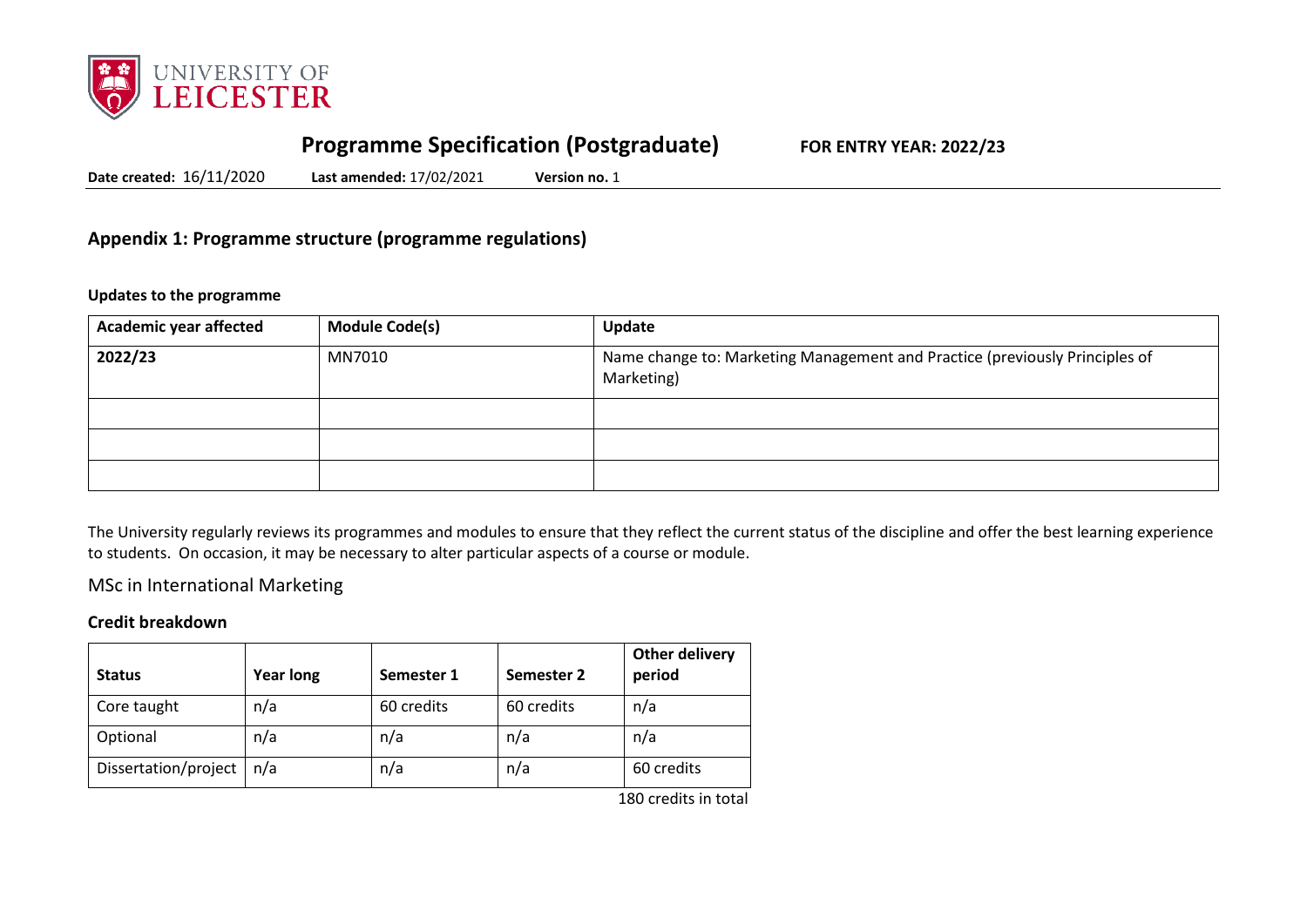# Programme Specification (Postgraduate)

**FOR ENTRY YEAR: 2022/23**

**Date created:** 16/11/2020 **Last amended:** 17/02/2021 **Version no.** 1

## Appendix 1: Programme structure (programme regulations)

**Updates to the programme**

| Academic year affected | Module Code(s) | Update |
|---|---|---|
| **2022/23** | MN7010 | Name change to: Marketing Management and Practice (previously Principles of Marketing) |
| | | |
| | | |
| | | |

The University regularly reviews its programmes and modules to ensure that they reflect the current status of the discipline and offer the best learning experience to students. On occasion, it may be necessary to alter particular aspects of a course or module.

MSc in International Marketing

**Credit breakdown**

| Status | Year long | Semester 1 | Semester 2 | Other delivery period |
|---|---|---|---|---|
| Core taught | n/a | 60 credits | 60 credits | n/a |
| Optional | n/a | n/a | n/a | n/a |
| Dissertation/project | n/a | n/a | n/a | 60 credits |

180 credits in total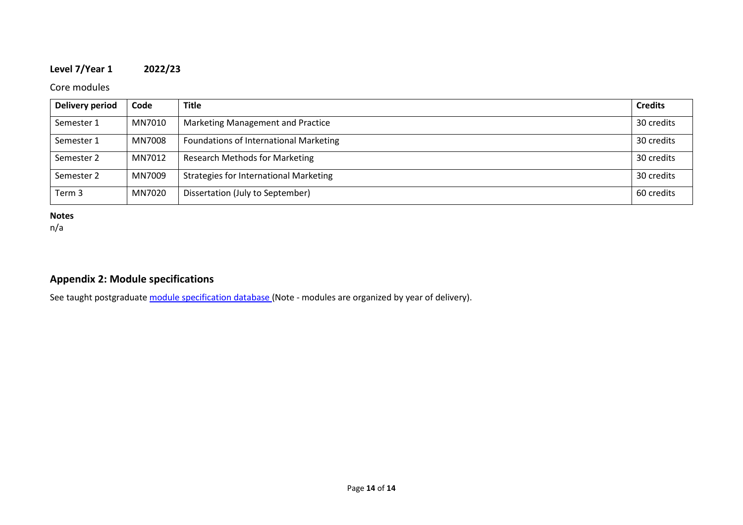**Level 7/Year 1 2022/23**

Core modules

| Delivery period | Code | Title | Credits |
|---|---|---|---|
| Semester 1 | MN7010 | Marketing Management and Practice | 30 credits |
| Semester 1 | MN7008 | Foundations of International Marketing | 30 credits |
| Semester 2 | MN7012 | Research Methods for Marketing | 30 credits |
| Semester 2 | MN7009 | Strategies for International Marketing | 30 credits |
| Term 3 | MN7020 | Dissertation (July to September) | 60 credits |

**Notes**
n/a

## Appendix 2: Module specifications

See taught postgraduate module specification database (Note - modules are organized by year of delivery).